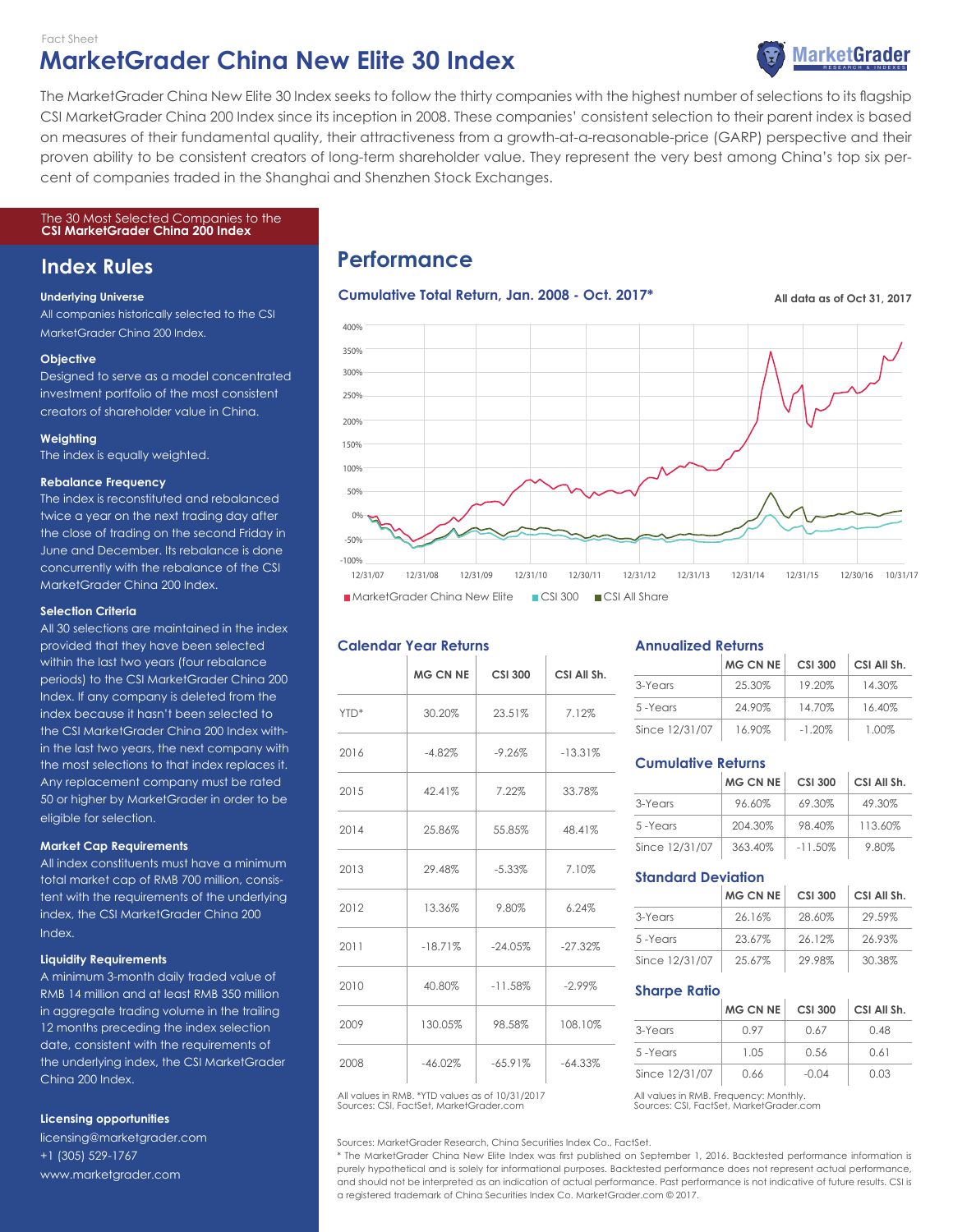Fact Sheet

# MarketGrader China New Elite 30 Index

The MarketGrader China New Elite 30 Index seeks to follow the thirty companies with the highest number of selections to its flagship CSI MarketGrader China 200 Index since its inception in 2008. These companies' consistent selection to their parent index is based on measures of their fundamental quality, their attractiveness from a growth-at-a-reasonable-price (GARP) perspective and their proven ability to be consistent creators of long-term shareholder value. They represent the very best among China's top six per-cent of companies traded in the Shanghai and Shenzhen Stock Exchanges.

The 30 Most Selected Companies to the **CSI MarketGrader China 200 Index**

## Index Rules

**Underlying Universe**
All companies historically selected to the CSI MarketGrader China 200 Index.

**Objective**
Designed to serve as a model concentrated investment portfolio of the most consistent creators of shareholder value in China.

**Weighting**
The index is equally weighted.

**Rebalance Frequency**
The index is reconstituted and rebalanced twice a year on the next trading day after the close of trading on the second Friday in June and December. Its rebalance is done concurrently with the rebalance of the CSI MarketGrader China 200 Index.

**Selection Criteria**
All 30 selections are maintained in the index provided that they have been selected within the last two years (four rebalance periods) to the CSI MarketGrader China 200 Index. If any company is deleted from the index because it hasn't been selected to the CSI MarketGrader China 200 Index within the last two years, the next company with the most selections to that index replaces it. Any replacement company must be rated 50 or higher by MarketGrader in order to be eligible for selection.

**Market Cap Requirements**
All index constituents must have a minimum total market cap of RMB 700 million, consistent with the requirements of the underlying index, the CSI MarketGrader China 200 Index.

**Liquidity Requirements**
A minimum 3-month daily traded value of RMB 14 million and at least RMB 350 million in aggregate trading volume in the trailing 12 months preceding the index selection date, consistent with the requirements of the underlying index, the CSI MarketGrader China 200 Index.

**Licensing opportunities**
licensing@marketgrader.com
+1 (305) 529-1767
www.marketgrader.com

## Performance

### Cumulative Total Return, Jan. 2008 - Oct. 2017*

All data as of Oct 31, 2017

MarketGrader China New Elite | CSI 300 | CSI All Share

### Calendar Year Returns

| | MG CN NE | CSI 300 | CSI All Sh. |
|---|---|---|---|
| YTD* | 30.20% | 23.51% | 7.12% |
| 2016 | -4.82% | -9.26% | -13.31% |
| 2015 | 42.41% | 7.22% | 33.78% |
| 2014 | 25.86% | 55.85% | 48.41% |
| 2013 | 29.48% | -5.33% | 7.10% |
| 2012 | 13.36% | 9.80% | 6.24% |
| 2011 | -18.71% | -24.05% | -27.32% |
| 2010 | 40.80% | -11.58% | -2.99% |
| 2009 | 130.05% | 98.58% | 108.10% |
| 2008 | -46.02% | -65.91% | -64.33% |

All values in RMB. *YTD values as of 10/31/2017
Sources: CSI, FactSet, MarketGrader.com

### Annualized Returns

| | MG CN NE | CSI 300 | CSI All Sh. |
|---|---|---|---|
| 3-Years | 25.30% | 19.20% | 14.30% |
| 5 -Years | 24.90% | 14.70% | 16.40% |
| Since 12/31/07 | 16.90% | -1.20% | 1.00% |

### Cumulative Returns

| | MG CN NE | CSI 300 | CSI All Sh. |
|---|---|---|---|
| 3-Years | 96.60% | 69.30% | 49.30% |
| 5 -Years | 204.30% | 98.40% | 113.60% |
| Since 12/31/07 | 363.40% | -11.50% | 9.80% |

### Standard Deviation

| | MG CN NE | CSI 300 | CSI All Sh. |
|---|---|---|---|
| 3-Years | 26.16% | 28.60% | 29.59% |
| 5 -Years | 23.67% | 26.12% | 26.93% |
| Since 12/31/07 | 25.67% | 29.98% | 30.38% |

### Sharpe Ratio

| | MG CN NE | CSI 300 | CSI All Sh. |
|---|---|---|---|
| 3-Years | 0.97 | 0.67 | 0.48 |
| 5 -Years | 1.05 | 0.56 | 0.61 |
| Since 12/31/07 | 0.66 | -0.04 | 0.03 |

All values in RMB. Frequency: Monthly.
Sources: CSI, FactSet, MarketGrader.com

Sources: MarketGrader Research, China Securities Index Co., FactSet.
* The MarketGrader China New Elite Index was first published on September 1, 2016. Backtested performance information is purely hypothetical and is solely for informational purposes. Backtested performance does not represent actual performance, and should not be interpreted as an indication of actual performance. Past performance is not indicative of future results. CSI is a registered trademark of China Securities Index Co. MarketGrader.com © 2017.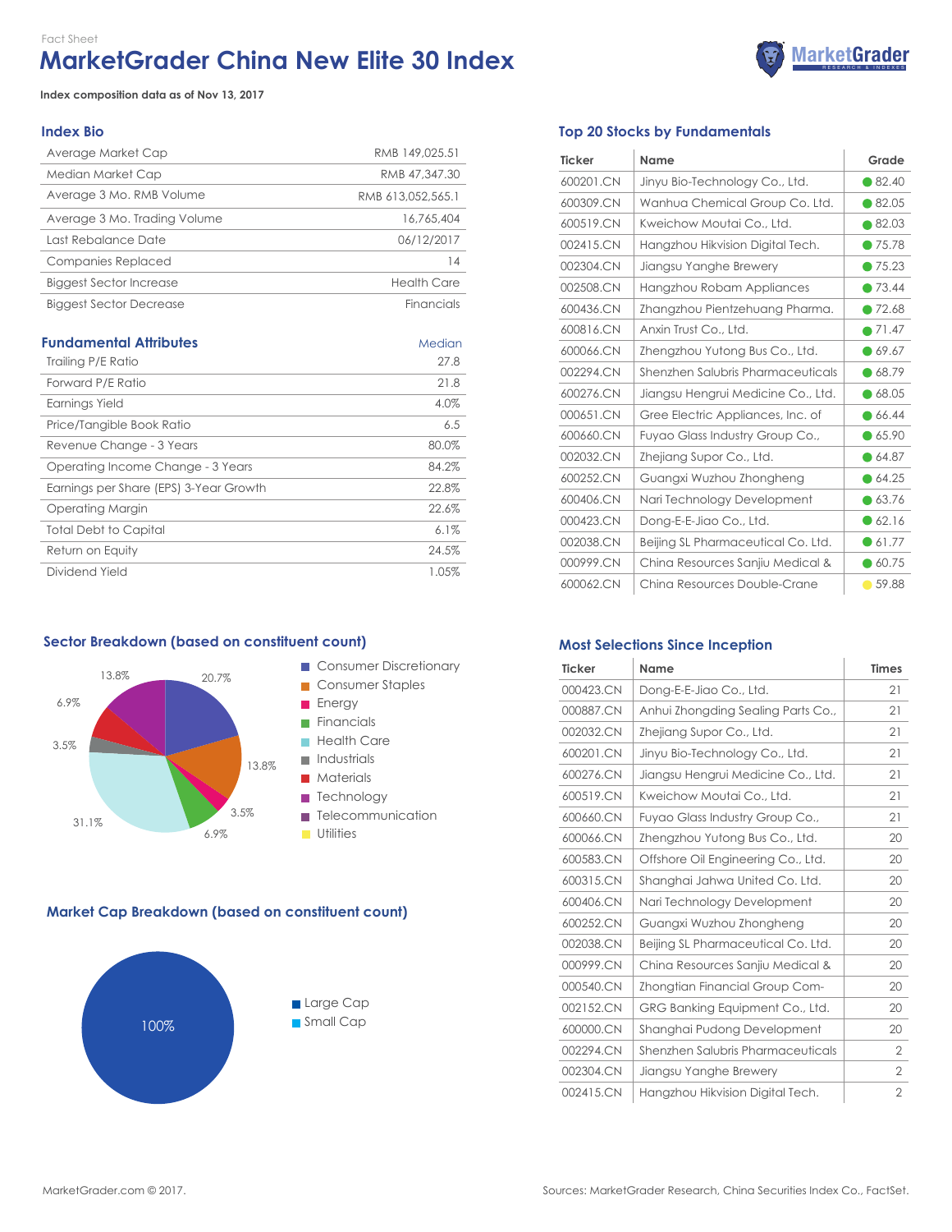Fact Sheet

# MarketGrader China New Elite 30 Index

MarketGrader
RESEARCH & INDEXES

**Index composition data as of Nov 13, 2017**

## Index Bio

| | |
|---|---|
| Average Market Cap | RMB 149,025.51 |
| Median Market Cap | RMB 47,347.30 |
| Average 3 Mo. RMB Volume | RMB 613,052,565.1 |
| Average 3 Mo. Trading Volume | 16,765,404 |
| Last Rebalance Date | 06/12/2017 |
| Companies Replaced | 14 |
| Biggest Sector Increase | Health Care |
| Biggest Sector Decrease | Financials |

## Fundamental Attributes

| Fundamental Attributes | Median |
|---|---|
| Trailing P/E Ratio | 27.8 |
| Forward P/E Ratio | 21.8 |
| Earnings Yield | 4.0% |
| Price/Tangible Book Ratio | 6.5 |
| Revenue Change - 3 Years | 80.0% |
| Operating Income Change - 3 Years | 84.2% |
| Earnings per Share (EPS) 3-Year Growth | 22.8% |
| Operating Margin | 22.6% |
| Total Debt to Capital | 6.1% |
| Return on Equity | 24.5% |
| Dividend Yield | 1.05% |

## Sector Breakdown (based on constituent count)

20.7%
13.8%
3.5%
6.9%
31.1%
3.5%
6.9%
13.8%

Consumer Discretionary
Consumer Staples
Energy
Financials
Health Care
Industrials
Materials
Technology
Telecommunication
Utilities

## Market Cap Breakdown (based on constituent count)

100%

Large Cap
Small Cap

## Top 20 Stocks by Fundamentals

| Ticker | Name | Grade |
|---|---|---|
| 600201.CN | Jinyu Bio-Technology Co., Ltd. | 82.40 |
| 600309.CN | Wanhua Chemical Group Co. Ltd. | 82.05 |
| 600519.CN | Kweichow Moutai Co., Ltd. | 82.03 |
| 002415.CN | Hangzhou Hikvision Digital Tech. | 75.78 |
| 002304.CN | Jiangsu Yanghe Brewery | 75.23 |
| 002508.CN | Hangzhou Robam Appliances | 73.44 |
| 600436.CN | Zhangzhou Pientzehuang Pharma. | 72.68 |
| 600816.CN | Anxin Trust Co., Ltd. | 71.47 |
| 600066.CN | Zhengzhou Yutong Bus Co., Ltd. | 69.67 |
| 002294.CN | Shenzhen Salubris Pharmaceuticals | 68.79 |
| 600276.CN | Jiangsu Hengrui Medicine Co., Ltd. | 68.05 |
| 000651.CN | Gree Electric Appliances, Inc. of | 66.44 |
| 600660.CN | Fuyao Glass Industry Group Co., | 65.90 |
| 002032.CN | Zhejiang Supor Co., Ltd. | 64.87 |
| 600252.CN | Guangxi Wuzhou Zhongheng | 64.25 |
| 600406.CN | Nari Technology Development | 63.76 |
| 000423.CN | Dong-E-E-Jiao Co., Ltd. | 62.16 |
| 002038.CN | Beijing SL Pharmaceutical Co. Ltd. | 61.77 |
| 000999.CN | China Resources Sanjiu Medical & | 60.75 |
| 600062.CN | China Resources Double-Crane | 59.88 |

## Most Selections Since Inception

| Ticker | Name | Times |
|---|---|---|
| 000423.CN | Dong-E-E-Jiao Co., Ltd. | 21 |
| 000887.CN | Anhui Zhongding Sealing Parts Co., | 21 |
| 002032.CN | Zhejiang Supor Co., Ltd. | 21 |
| 600201.CN | Jinyu Bio-Technology Co., Ltd. | 21 |
| 600276.CN | Jiangsu Hengrui Medicine Co., Ltd. | 21 |
| 600519.CN | Kweichow Moutai Co., Ltd. | 21 |
| 600660.CN | Fuyao Glass Industry Group Co., | 21 |
| 600066.CN | Zhengzhou Yutong Bus Co., Ltd. | 20 |
| 600583.CN | Offshore Oil Engineering Co., Ltd. | 20 |
| 600315.CN | Shanghai Jahwa United Co. Ltd. | 20 |
| 600406.CN | Nari Technology Development | 20 |
| 600252.CN | Guangxi Wuzhou Zhongheng | 20 |
| 002038.CN | Beijing SL Pharmaceutical Co. Ltd. | 20 |
| 000999.CN | China Resources Sanjiu Medical & | 20 |
| 000540.CN | Zhongtian Financial Group Com- | 20 |
| 002152.CN | GRG Banking Equipment Co., Ltd. | 20 |
| 600000.CN | Shanghai Pudong Development | 20 |
| 002294.CN | Shenzhen Salubris Pharmaceuticals | 2 |
| 002304.CN | Jiangsu Yanghe Brewery | 2 |
| 002415.CN | Hangzhou Hikvision Digital Tech. | 2 |

MarketGrader.com © 2017.

Sources: MarketGrader Research, China Securities Index Co., FactSet.